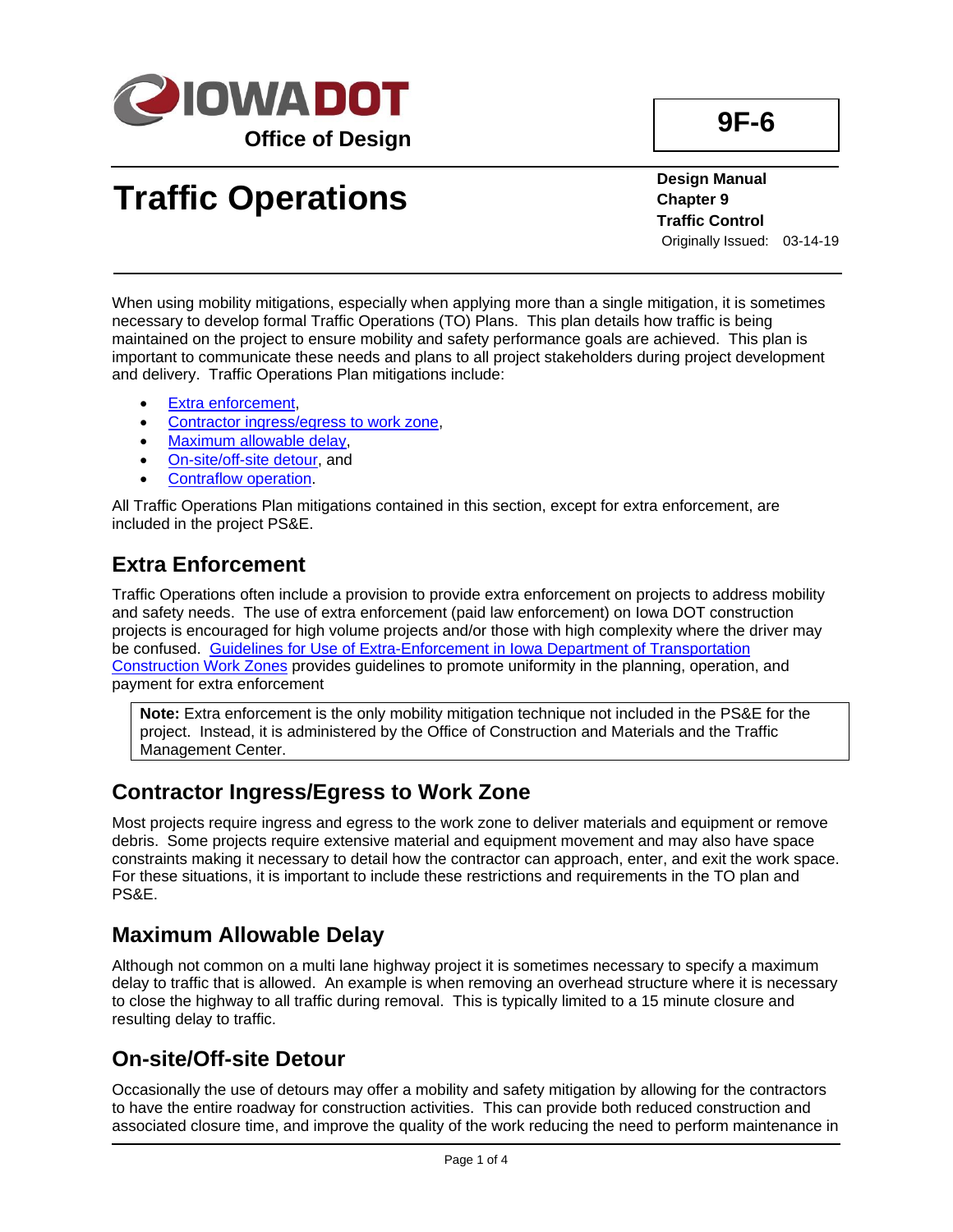Iowa DOT

Office of Design

**9F-6**

# Traffic Operations

**Design Manual**
**Chapter 9**
**Traffic Control**
Originally Issued: 03-14-19

When using mobility mitigations, especially when applying more than a single mitigation, it is sometimes necessary to develop formal Traffic Operations (TO) Plans. This plan details how traffic is being maintained on the project to ensure mobility and safety performance goals are achieved. This plan is important to communicate these needs and plans to all project stakeholders during project development and delivery. Traffic Operations Plan mitigations include:

- Extra enforcement,
- Contractor ingress/egress to work zone,
- Maximum allowable delay,
- On-site/off-site detour, and
- Contraflow operation.

All Traffic Operations Plan mitigations contained in this section, except for extra enforcement, are included in the project PS&E.

## Extra Enforcement

Traffic Operations often include a provision to provide extra enforcement on projects to address mobility and safety needs. The use of extra enforcement (paid law enforcement) on Iowa DOT construction projects is encouraged for high volume projects and/or those with high complexity where the driver may be confused. Guidelines for Use of Extra-Enforcement in Iowa Department of Transportation Construction Work Zones provides guidelines to promote uniformity in the planning, operation, and payment for extra enforcement

> **Note:** Extra enforcement is the only mobility mitigation technique not included in the PS&E for the project. Instead, it is administered by the Office of Construction and Materials and the Traffic Management Center.

## Contractor Ingress/Egress to Work Zone

Most projects require ingress and egress to the work zone to deliver materials and equipment or remove debris. Some projects require extensive material and equipment movement and may also have space constraints making it necessary to detail how the contractor can approach, enter, and exit the work space. For these situations, it is important to include these restrictions and requirements in the TO plan and PS&E.

## Maximum Allowable Delay

Although not common on a multi lane highway project it is sometimes necessary to specify a maximum delay to traffic that is allowed. An example is when removing an overhead structure where it is necessary to close the highway to all traffic during removal. This is typically limited to a 15 minute closure and resulting delay to traffic.

## On-site/Off-site Detour

Occasionally the use of detours may offer a mobility and safety mitigation by allowing for the contractors to have the entire roadway for construction activities. This can provide both reduced construction and associated closure time, and improve the quality of the work reducing the need to perform maintenance in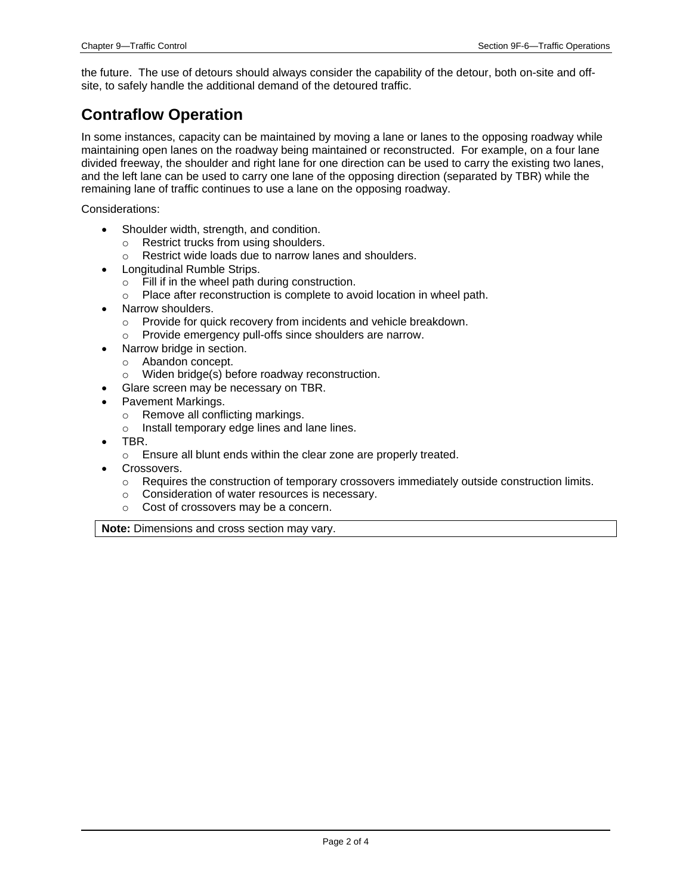the future.  The use of detours should always consider the capability of the detour, both on-site and off-site, to safely handle the additional demand of the detoured traffic.

## Contraflow Operation

In some instances, capacity can be maintained by moving a lane or lanes to the opposing roadway while maintaining open lanes on the roadway being maintained or reconstructed.  For example, on a four lane divided freeway, the shoulder and right lane for one direction can be used to carry the existing two lanes, and the left lane can be used to carry one lane of the opposing direction (separated by TBR) while the remaining lane of traffic continues to use a lane on the opposing roadway.

Considerations:

- Shoulder width, strength, and condition.
  - Restrict trucks from using shoulders.
  - Restrict wide loads due to narrow lanes and shoulders.
- Longitudinal Rumble Strips.
  - Fill if in the wheel path during construction.
  - Place after reconstruction is complete to avoid location in wheel path.
- Narrow shoulders.
  - Provide for quick recovery from incidents and vehicle breakdown.
  - Provide emergency pull-offs since shoulders are narrow.
- Narrow bridge in section.
  - Abandon concept.
  - Widen bridge(s) before roadway reconstruction.
- Glare screen may be necessary on TBR.
- Pavement Markings.
  - Remove all conflicting markings.
  - Install temporary edge lines and lane lines.
- TBR.
  - Ensure all blunt ends within the clear zone are properly treated.
- Crossovers.
  - Requires the construction of temporary crossovers immediately outside construction limits.
  - Consideration of water resources is necessary.
  - Cost of crossovers may be a concern.

**Note:** Dimensions and cross section may vary.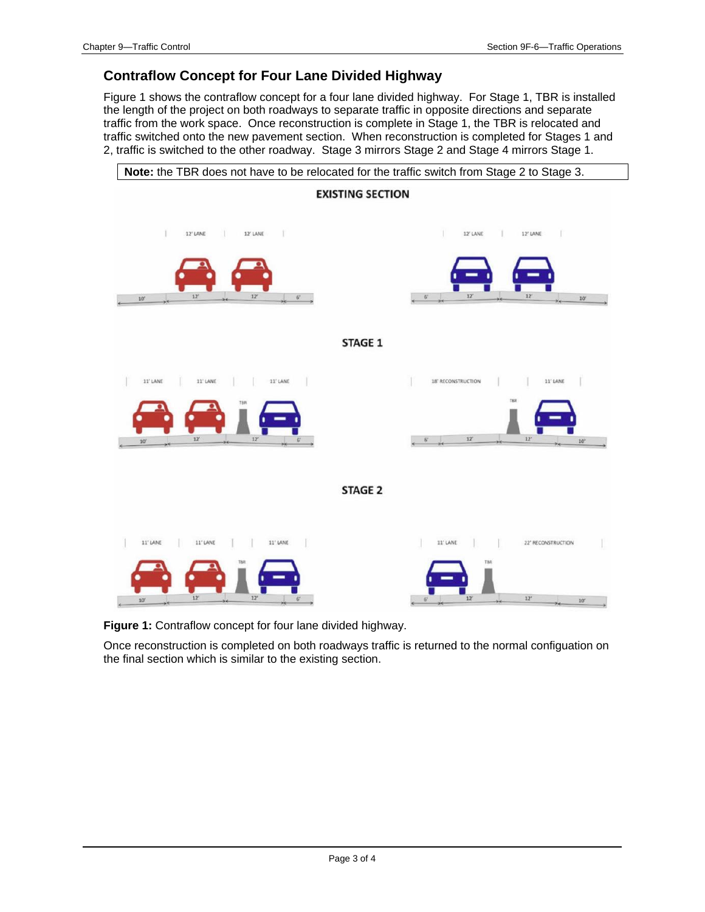## Contraflow Concept for Four Lane Divided Highway

Figure 1 shows the contraflow concept for a four lane divided highway. For Stage 1, TBR is installed the length of the project on both roadways to separate traffic in opposite directions and separate traffic from the work space. Once reconstruction is complete in Stage 1, the TBR is relocated and traffic switched onto the new pavement section. When reconstruction is completed for Stages 1 and 2, traffic is switched to the other roadway. Stage 3 mirrors Stage 2 and Stage 4 mirrors Stage 1.

**Note:** the TBR does not have to be relocated for the traffic switch from Stage 2 to Stage 3.

**Figure 1:** Contraflow concept for four lane divided highway.

Once reconstruction is completed on both roadways traffic is returned to the normal configuation on the final section which is similar to the existing section.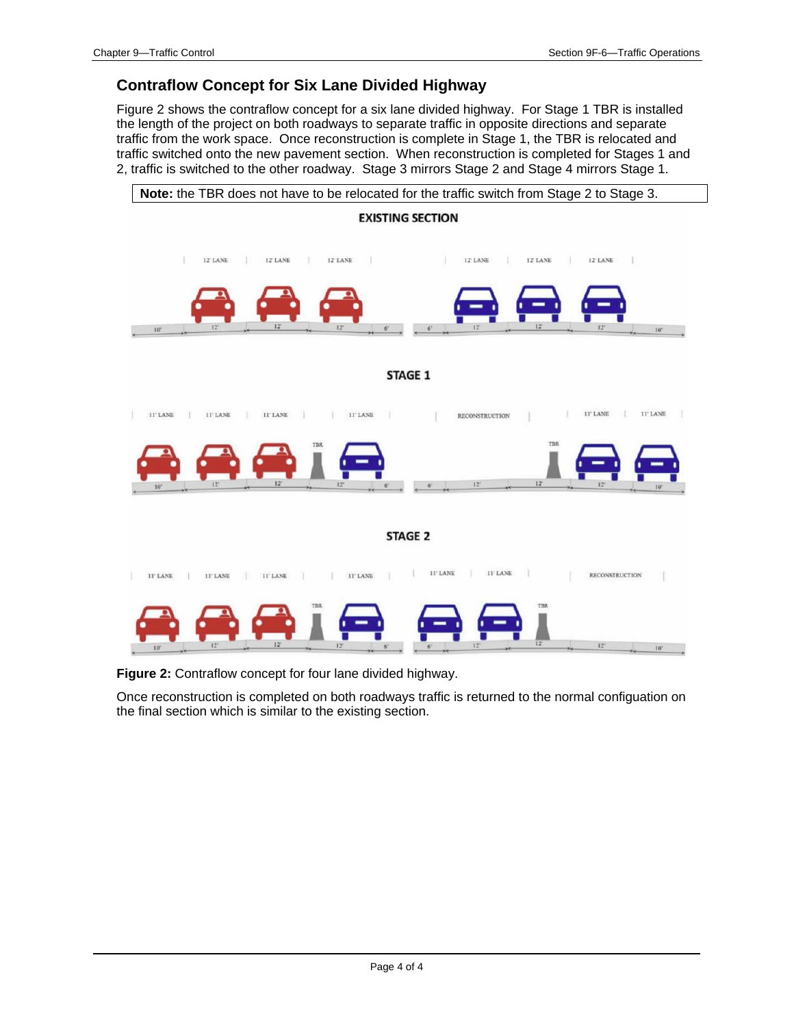## Contraflow Concept for Six Lane Divided Highway

Figure 2 shows the contraflow concept for a six lane divided highway. For Stage 1 TBR is installed the length of the project on both roadways to separate traffic in opposite directions and separate traffic from the work space. Once reconstruction is complete in Stage 1, the TBR is relocated and traffic switched onto the new pavement section. When reconstruction is completed for Stages 1 and 2, traffic is switched to the other roadway. Stage 3 mirrors Stage 2 and Stage 4 mirrors Stage 1.

**Note:** the TBR does not have to be relocated for the traffic switch from Stage 2 to Stage 3.

**Figure 2:** Contraflow concept for four lane divided highway.

Once reconstruction is completed on both roadways traffic is returned to the normal configuation on the final section which is similar to the existing section.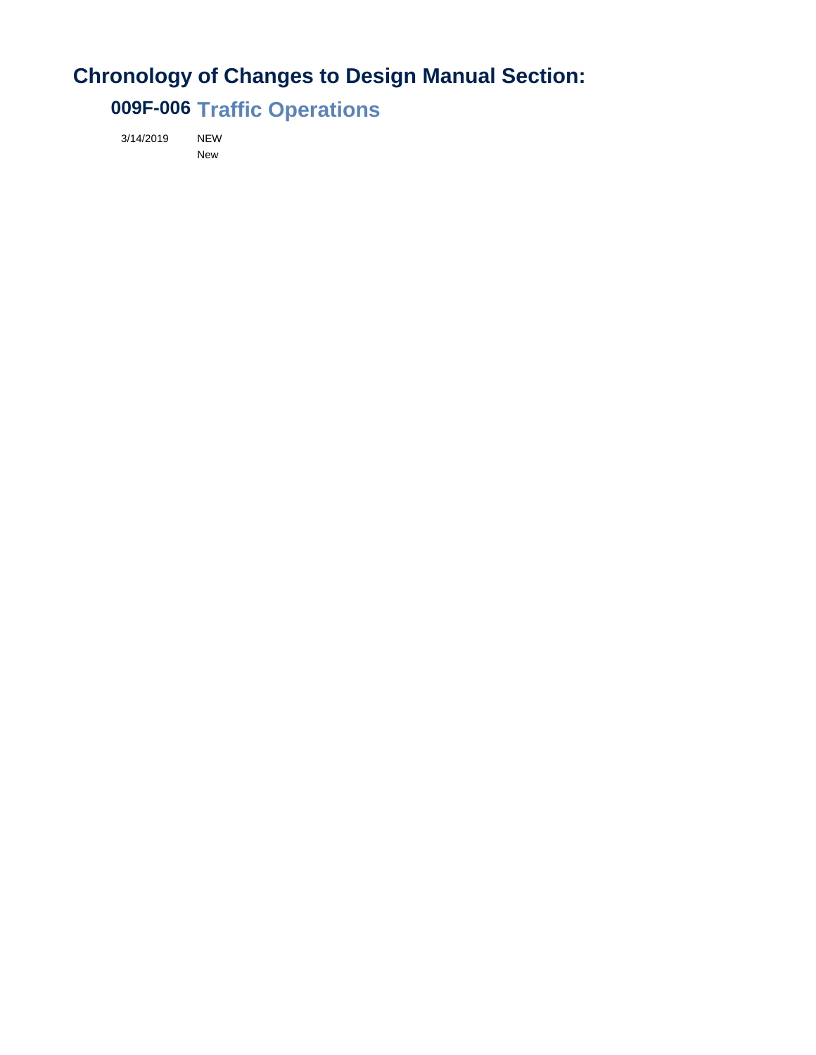# Chronology of Changes to Design Manual Section:

## 009F-006 Traffic Operations

3/14/2019 NEW

New